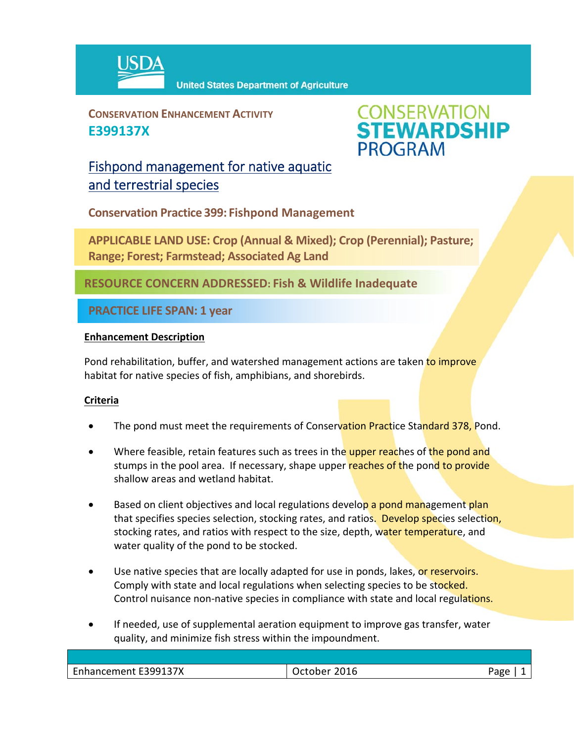USDA United States Department of Agriculture

**CONSERVATION ENHANCEMENT ACTIVITY**
**E399137X**

CONSERVATION STEWARDSHIP PROGRAM

# Fishpond management for native aquatic and terrestrial species

**Conservation Practice 399: Fishpond Management**

**APPLICABLE LAND USE: Crop (Annual & Mixed); Crop (Perennial); Pasture; Range; Forest; Farmstead; Associated Ag Land**

**RESOURCE CONCERN ADDRESSED: Fish & Wildlife Inadequate**

**PRACTICE LIFE SPAN: 1 year**

## Enhancement Description

Pond rehabilitation, buffer, and watershed management actions are taken to improve habitat for native species of fish, amphibians, and shorebirds.

## Criteria

- The pond must meet the requirements of Conservation Practice Standard 378, Pond.
- Where feasible, retain features such as trees in the upper reaches of the pond and stumps in the pool area. If necessary, shape upper reaches of the pond to provide shallow areas and wetland habitat.
- Based on client objectives and local regulations develop a pond management plan that specifies species selection, stocking rates, and ratios. Develop species selection, stocking rates, and ratios with respect to the size, depth, water temperature, and water quality of the pond to be stocked.
- Use native species that are locally adapted for use in ponds, lakes, or reservoirs. Comply with state and local regulations when selecting species to be stocked. Control nuisance non-native species in compliance with state and local regulations.
- If needed, use of supplemental aeration equipment to improve gas transfer, water quality, and minimize fish stress within the impoundment.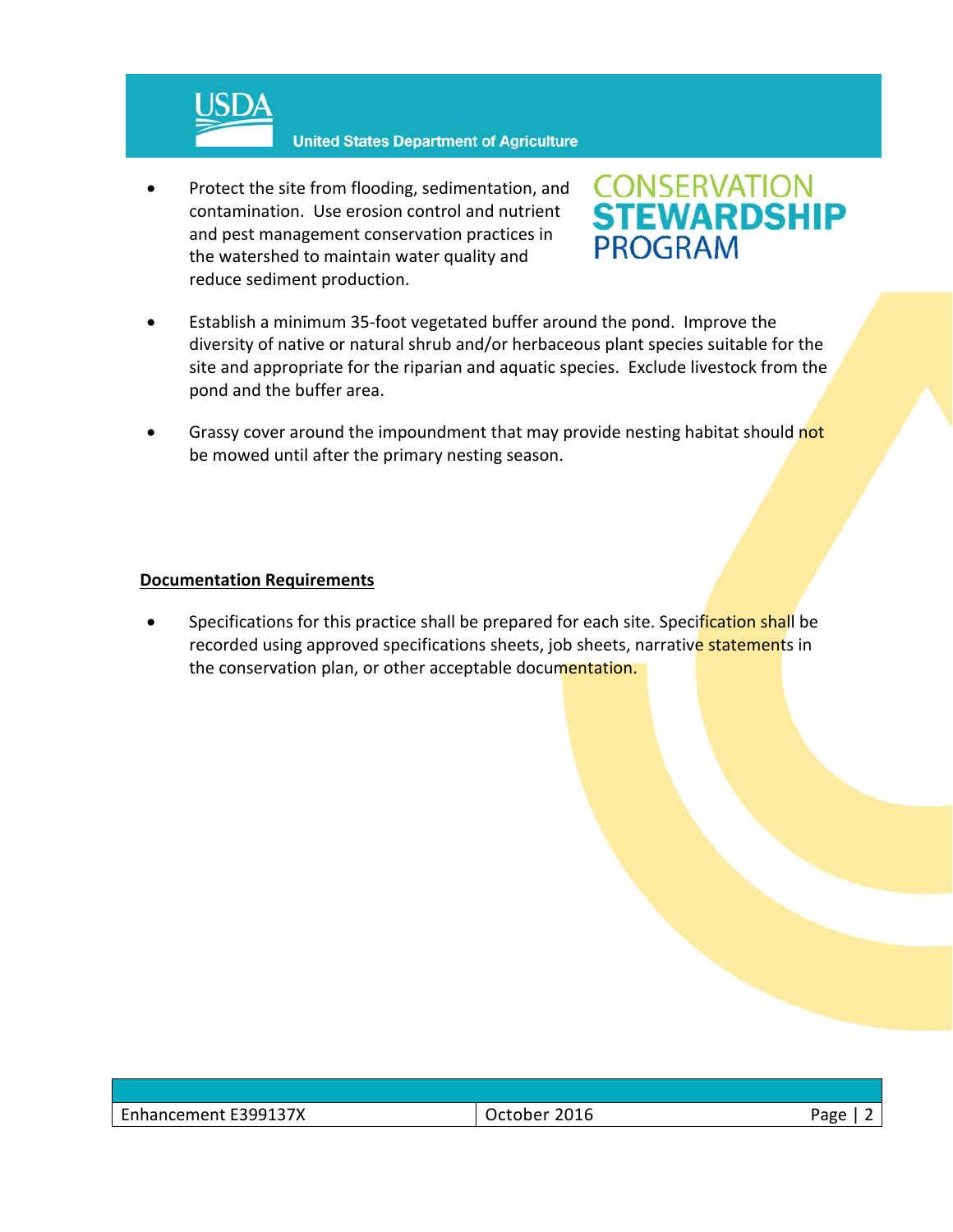- Protect the site from flooding, sedimentation, and contamination. Use erosion control and nutrient and pest management conservation practices in the watershed to maintain water quality and reduce sediment production.

- Establish a minimum 35-foot vegetated buffer around the pond. Improve the diversity of native or natural shrub and/or herbaceous plant species suitable for the site and appropriate for the riparian and aquatic species. Exclude livestock from the pond and the buffer area.

- Grassy cover around the impoundment that may provide nesting habitat should not be mowed until after the primary nesting season.

**Documentation Requirements**

- Specifications for this practice shall be prepared for each site. Specification shall be recorded using approved specifications sheets, job sheets, narrative statements in the conservation plan, or other acceptable documentation.